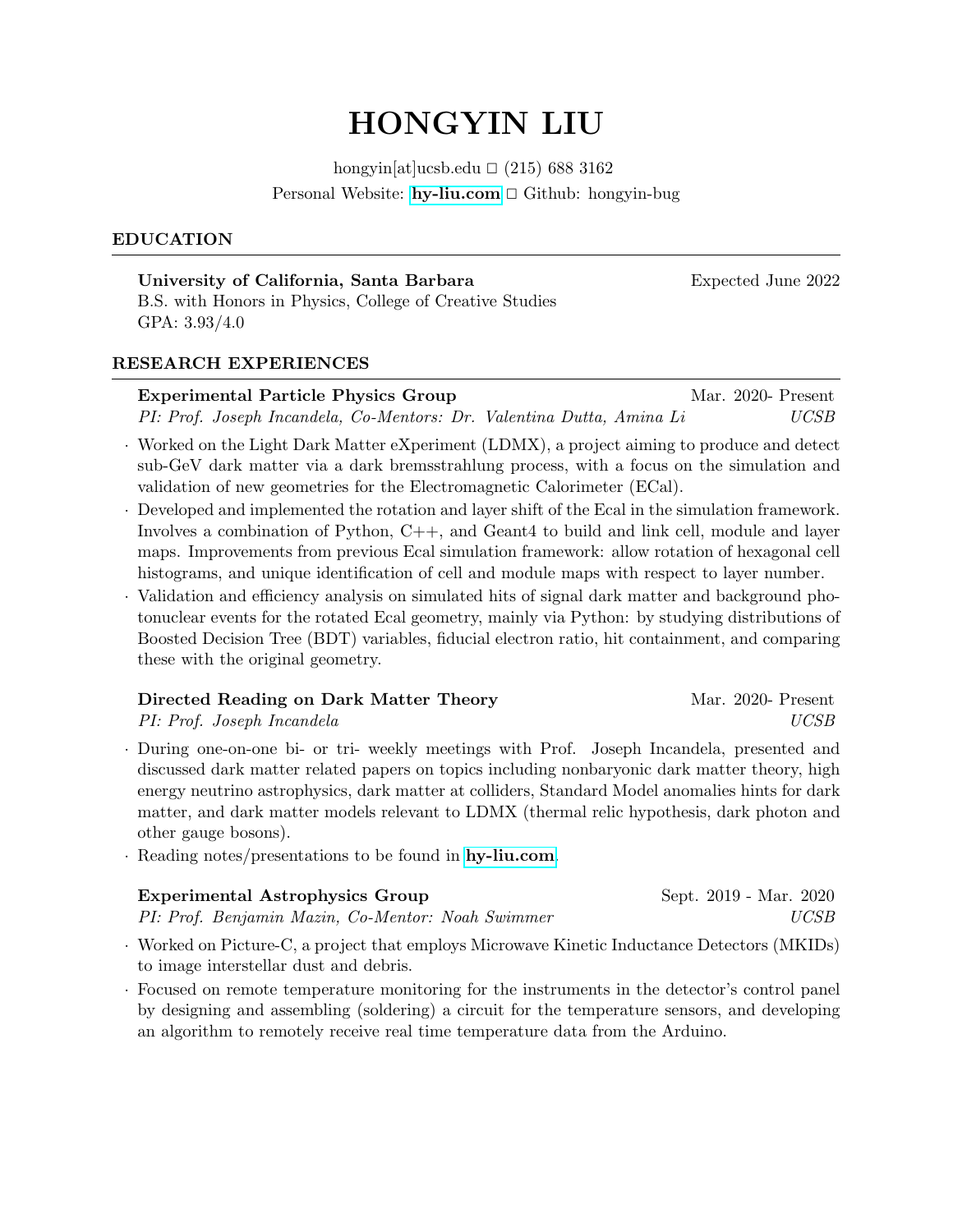# HONGYIN LIU

hongyin[at]ucsb.edu □ (215) 688 3162
Personal Website: **hy-liu.com** □ Github: hongyin-bug

## EDUCATION

**University of California, Santa Barbara** — Expected June 2022
B.S. with Honors in Physics, College of Creative Studies
GPA: 3.93/4.0

## RESEARCH EXPERIENCES

**Experimental Particle Physics Group** — Mar. 2020- Present
*PI: Prof. Joseph Incandela, Co-Mentors: Dr. Valentina Dutta, Amina Li* — *UCSB*

- Worked on the Light Dark Matter eXperiment (LDMX), a project aiming to produce and detect sub-GeV dark matter via a dark bremsstrahlung process, with a focus on the simulation and validation of new geometries for the Electromagnetic Calorimeter (ECal).
- Developed and implemented the rotation and layer shift of the Ecal in the simulation framework. Involves a combination of Python, C++, and Geant4 to build and link cell, module and layer maps. Improvements from previous Ecal simulation framework: allow rotation of hexagonal cell histograms, and unique identification of cell and module maps with respect to layer number.
- Validation and efficiency analysis on simulated hits of signal dark matter and background photonuclear events for the rotated Ecal geometry, mainly via Python: by studying distributions of Boosted Decision Tree (BDT) variables, fiducial electron ratio, hit containment, and comparing these with the original geometry.

**Directed Reading on Dark Matter Theory** — Mar. 2020- Present
*PI: Prof. Joseph Incandela* — *UCSB*

- During one-on-one bi- or tri- weekly meetings with Prof. Joseph Incandela, presented and discussed dark matter related papers on topics including nonbaryonic dark matter theory, high energy neutrino astrophysics, dark matter at colliders, Standard Model anomalies hints for dark matter, and dark matter models relevant to LDMX (thermal relic hypothesis, dark photon and other gauge bosons).
- Reading notes/presentations to be found in **hy-liu.com**.

**Experimental Astrophysics Group** — Sept. 2019 - Mar. 2020
*PI: Prof. Benjamin Mazin, Co-Mentor: Noah Swimmer* — *UCSB*

- Worked on Picture-C, a project that employs Microwave Kinetic Inductance Detectors (MKIDs) to image interstellar dust and debris.
- Focused on remote temperature monitoring for the instruments in the detector's control panel by designing and assembling (soldering) a circuit for the temperature sensors, and developing an algorithm to remotely receive real time temperature data from the Arduino.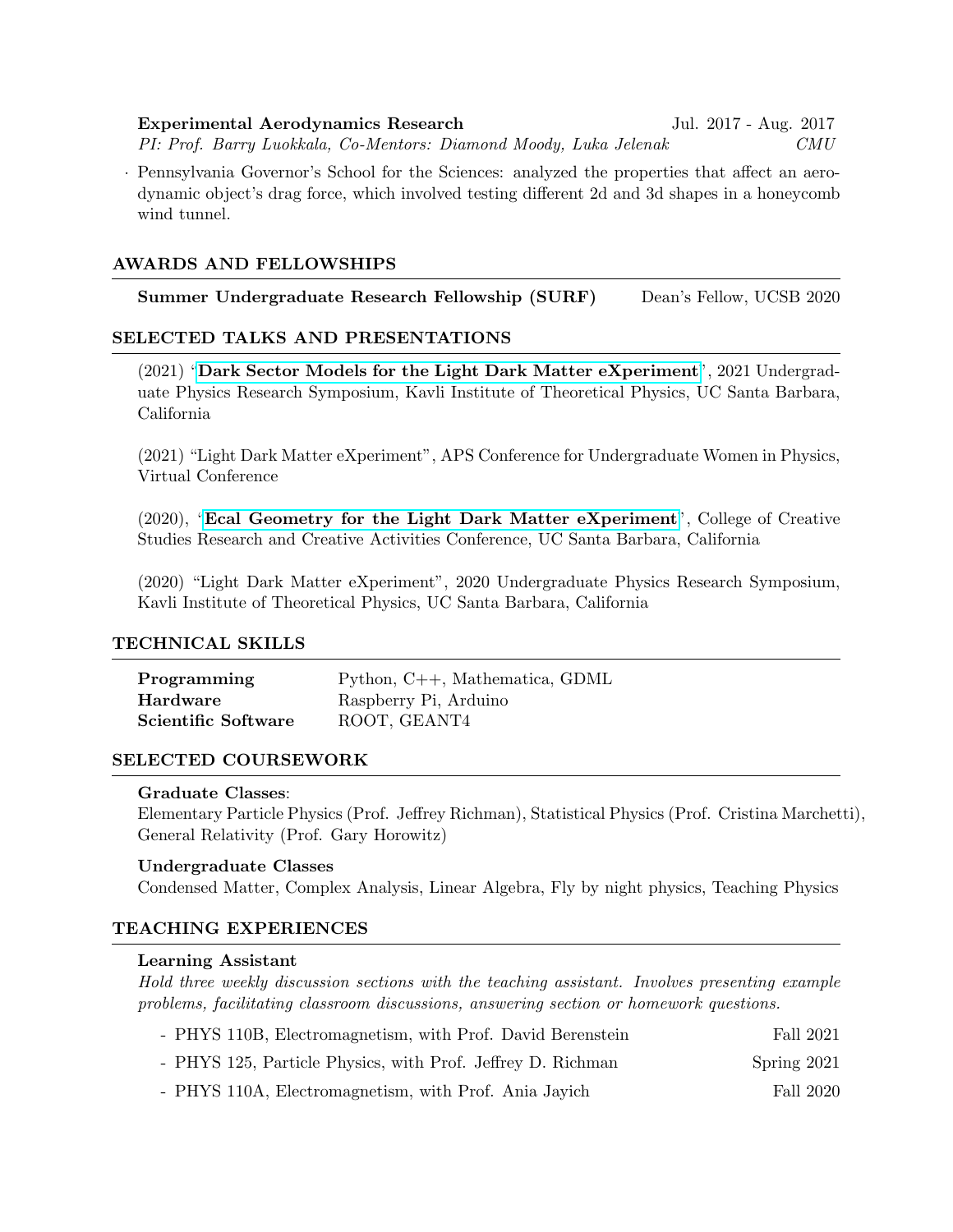**Experimental Aerodynamics Research** Jul. 2017 - Aug. 2017
*PI: Prof. Barry Luokkala, Co-Mentors: Diamond Moody, Luka Jelenak* *CMU*

· Pennsylvania Governor's School for the Sciences: analyzed the properties that affect an aerodynamic object's drag force, which involved testing different 2d and 3d shapes in a honeycomb wind tunnel.

## AWARDS AND FELLOWSHIPS

**Summer Undergraduate Research Fellowship (SURF)** Dean's Fellow, UCSB 2020

## SELECTED TALKS AND PRESENTATIONS

(2021) '**Dark Sector Models for the Light Dark Matter eXperiment**', 2021 Undergraduate Physics Research Symposium, Kavli Institute of Theoretical Physics, UC Santa Barbara, California

(2021) "Light Dark Matter eXperiment", APS Conference for Undergraduate Women in Physics, Virtual Conference

(2020), '**Ecal Geometry for the Light Dark Matter eXperiment**', College of Creative Studies Research and Creative Activities Conference, UC Santa Barbara, California

(2020) "Light Dark Matter eXperiment", 2020 Undergraduate Physics Research Symposium, Kavli Institute of Theoretical Physics, UC Santa Barbara, California

## TECHNICAL SKILLS

| | |
|---|---|
| **Programming** | Python, C++, Mathematica, GDML |
| **Hardware** | Raspberry Pi, Arduino |
| **Scientific Software** | ROOT, GEANT4 |

## SELECTED COURSEWORK

**Graduate Classes**:
Elementary Particle Physics (Prof. Jeffrey Richman), Statistical Physics (Prof. Cristina Marchetti), General Relativity (Prof. Gary Horowitz)

**Undergraduate Classes**
Condensed Matter, Complex Analysis, Linear Algebra, Fly by night physics, Teaching Physics

## TEACHING EXPERIENCES

**Learning Assistant**
*Hold three weekly discussion sections with the teaching assistant. Involves presenting example problems, facilitating classroom discussions, answering section or homework questions.*

- PHYS 110B, Electromagnetism, with Prof. David Berenstein — Fall 2021
- PHYS 125, Particle Physics, with Prof. Jeffrey D. Richman — Spring 2021
- PHYS 110A, Electromagnetism, with Prof. Ania Jayich — Fall 2020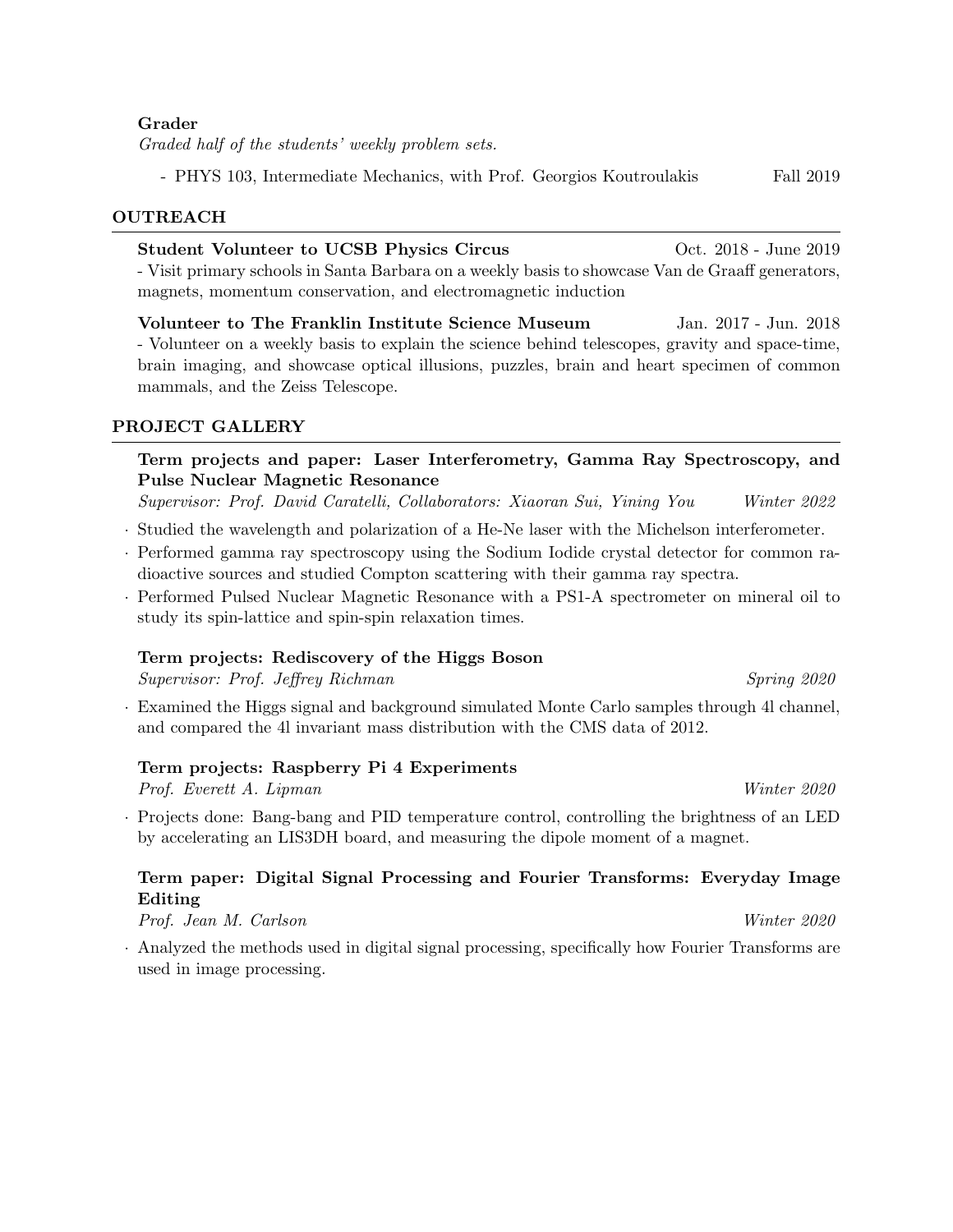**Grader**

*Graded half of the students' weekly problem sets.*

- PHYS 103, Intermediate Mechanics, with Prof. Georgios Koutroulakis — Fall 2019

## OUTREACH

**Student Volunteer to UCSB Physics Circus** — Oct. 2018 - June 2019

- Visit primary schools in Santa Barbara on a weekly basis to showcase Van de Graaff generators, magnets, momentum conservation, and electromagnetic induction

**Volunteer to The Franklin Institute Science Museum** — Jan. 2017 - Jun. 2018

- Volunteer on a weekly basis to explain the science behind telescopes, gravity and space-time, brain imaging, and showcase optical illusions, puzzles, brain and heart specimen of common mammals, and the Zeiss Telescope.

## PROJECT GALLERY

**Term projects and paper: Laser Interferometry, Gamma Ray Spectroscopy, and Pulse Nuclear Magnetic Resonance**

*Supervisor: Prof. David Caratelli, Collaborators: Xiaoran Sui, Yining You* — *Winter 2022*

- Studied the wavelength and polarization of a He-Ne laser with the Michelson interferometer.
- Performed gamma ray spectroscopy using the Sodium Iodide crystal detector for common radioactive sources and studied Compton scattering with their gamma ray spectra.
- Performed Pulsed Nuclear Magnetic Resonance with a PS1-A spectrometer on mineral oil to study its spin-lattice and spin-spin relaxation times.

**Term projects: Rediscovery of the Higgs Boson**

*Supervisor: Prof. Jeffrey Richman* — *Spring 2020*

- Examined the Higgs signal and background simulated Monte Carlo samples through 4l channel, and compared the 4l invariant mass distribution with the CMS data of 2012.

**Term projects: Raspberry Pi 4 Experiments**

*Prof. Everett A. Lipman* — *Winter 2020*

- Projects done: Bang-bang and PID temperature control, controlling the brightness of an LED by accelerating an LIS3DH board, and measuring the dipole moment of a magnet.

**Term paper: Digital Signal Processing and Fourier Transforms: Everyday Image Editing**

*Prof. Jean M. Carlson* — *Winter 2020*

- Analyzed the methods used in digital signal processing, specifically how Fourier Transforms are used in image processing.